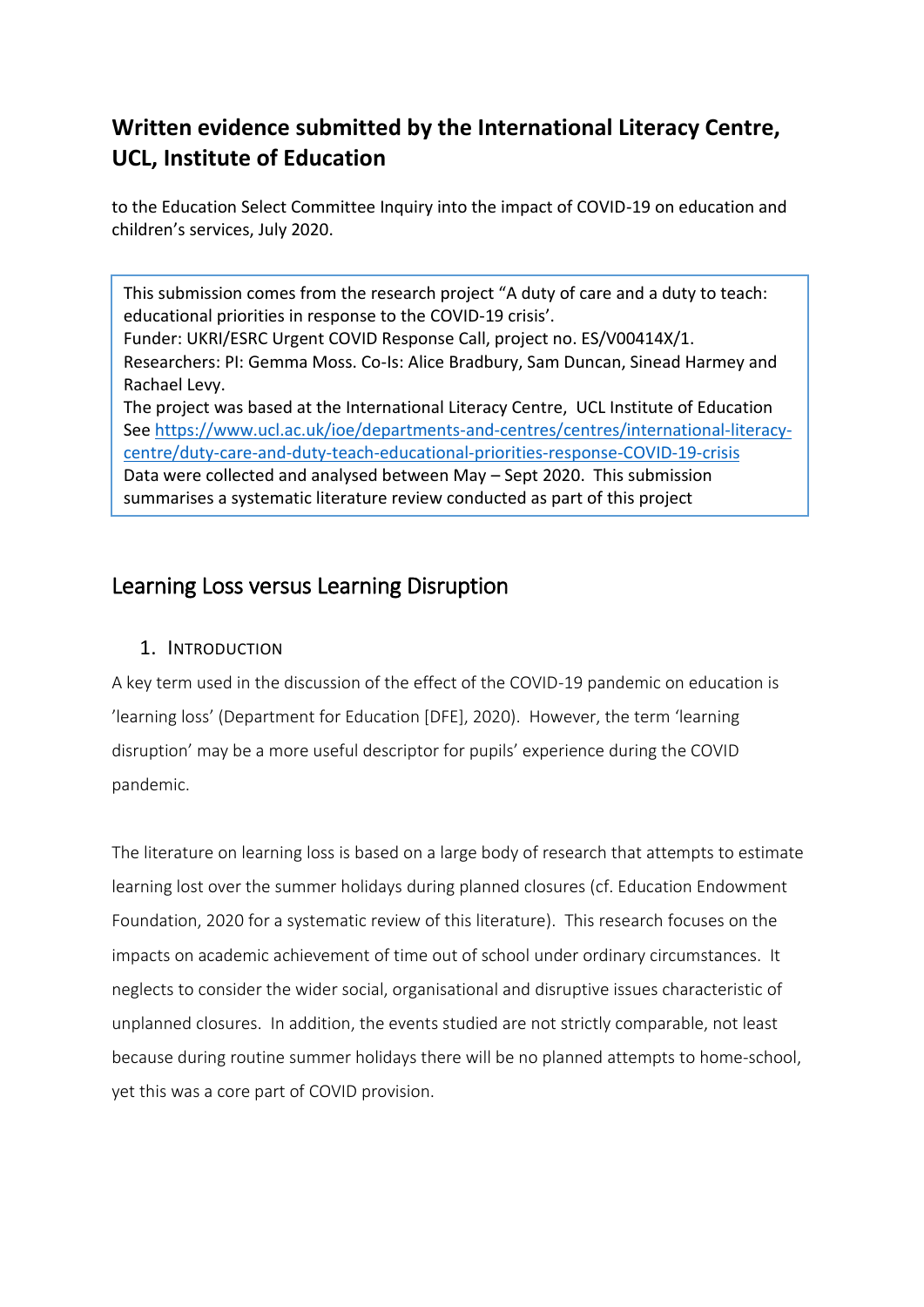# Written evidence submitted by the International Literacy Centre, UCL, Institute of Education

to the Education Select Committee Inquiry into the impact of COVID-19 on education and children's services, July 2020.

> This submission comes from the research project "A duty of care and a duty to teach: educational priorities in response to the COVID-19 crisis'.
> Funder: UKRI/ESRC Urgent COVID Response Call, project no. ES/V00414X/1.
> Researchers: PI: Gemma Moss. Co-Is: Alice Bradbury, Sam Duncan, Sinead Harmey and Rachael Levy.
> The project was based at the International Literacy Centre, UCL Institute of Education
> See [https://www.ucl.ac.uk/ioe/departments-and-centres/centres/international-literacy-centre/duty-care-and-duty-teach-educational-priorities-response-COVID-19-crisis](https://www.ucl.ac.uk/ioe/departments-and-centres/centres/international-literacy-centre/duty-care-and-duty-teach-educational-priorities-response-COVID-19-crisis)
> Data were collected and analysed between May – Sept 2020. This submission summarises a systematic literature review conducted as part of this project

## Learning Loss versus Learning Disruption

### 1. Introduction

A key term used in the discussion of the effect of the COVID-19 pandemic on education is 'learning loss' (Department for Education [DFE], 2020). However, the term 'learning disruption' may be a more useful descriptor for pupils' experience during the COVID pandemic.

The literature on learning loss is based on a large body of research that attempts to estimate learning lost over the summer holidays during planned closures (cf. Education Endowment Foundation, 2020 for a systematic review of this literature). This research focuses on the impacts on academic achievement of time out of school under ordinary circumstances. It neglects to consider the wider social, organisational and disruptive issues characteristic of unplanned closures. In addition, the events studied are not strictly comparable, not least because during routine summer holidays there will be no planned attempts to home-school, yet this was a core part of COVID provision.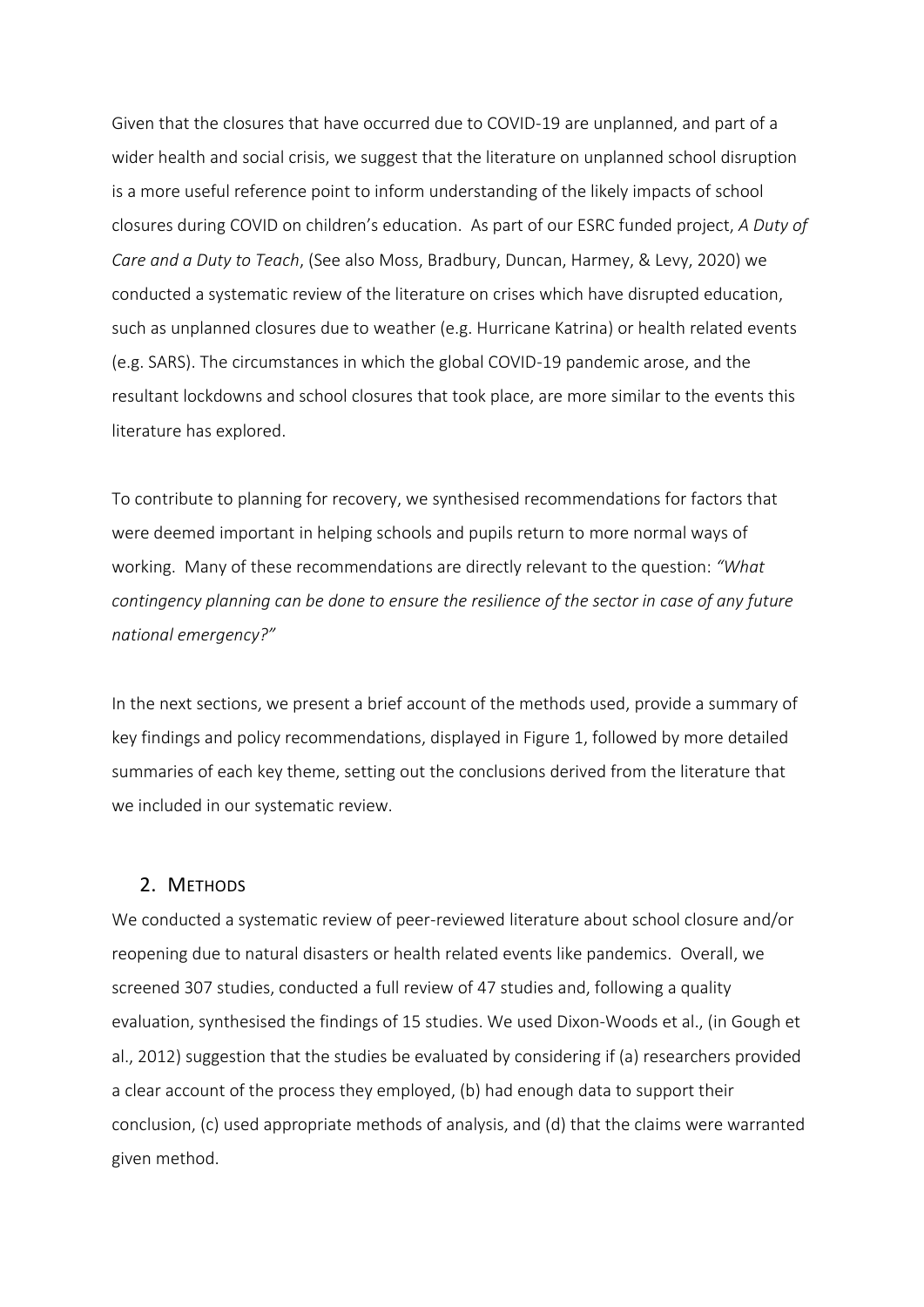Given that the closures that have occurred due to COVID-19 are unplanned, and part of a wider health and social crisis, we suggest that the literature on unplanned school disruption is a more useful reference point to inform understanding of the likely impacts of school closures during COVID on children's education. As part of our ESRC funded project, *A Duty of Care and a Duty to Teach*, (See also Moss, Bradbury, Duncan, Harmey, & Levy, 2020) we conducted a systematic review of the literature on crises which have disrupted education, such as unplanned closures due to weather (e.g. Hurricane Katrina) or health related events (e.g. SARS). The circumstances in which the global COVID-19 pandemic arose, and the resultant lockdowns and school closures that took place, are more similar to the events this literature has explored.

To contribute to planning for recovery, we synthesised recommendations for factors that were deemed important in helping schools and pupils return to more normal ways of working. Many of these recommendations are directly relevant to the question: *"What contingency planning can be done to ensure the resilience of the sector in case of any future national emergency?"*

In the next sections, we present a brief account of the methods used, provide a summary of key findings and policy recommendations, displayed in Figure 1, followed by more detailed summaries of each key theme, setting out the conclusions derived from the literature that we included in our systematic review.

## 2. Methods

We conducted a systematic review of peer-reviewed literature about school closure and/or reopening due to natural disasters or health related events like pandemics. Overall, we screened 307 studies, conducted a full review of 47 studies and, following a quality evaluation, synthesised the findings of 15 studies. We used Dixon-Woods et al., (in Gough et al., 2012) suggestion that the studies be evaluated by considering if (a) researchers provided a clear account of the process they employed, (b) had enough data to support their conclusion, (c) used appropriate methods of analysis, and (d) that the claims were warranted given method.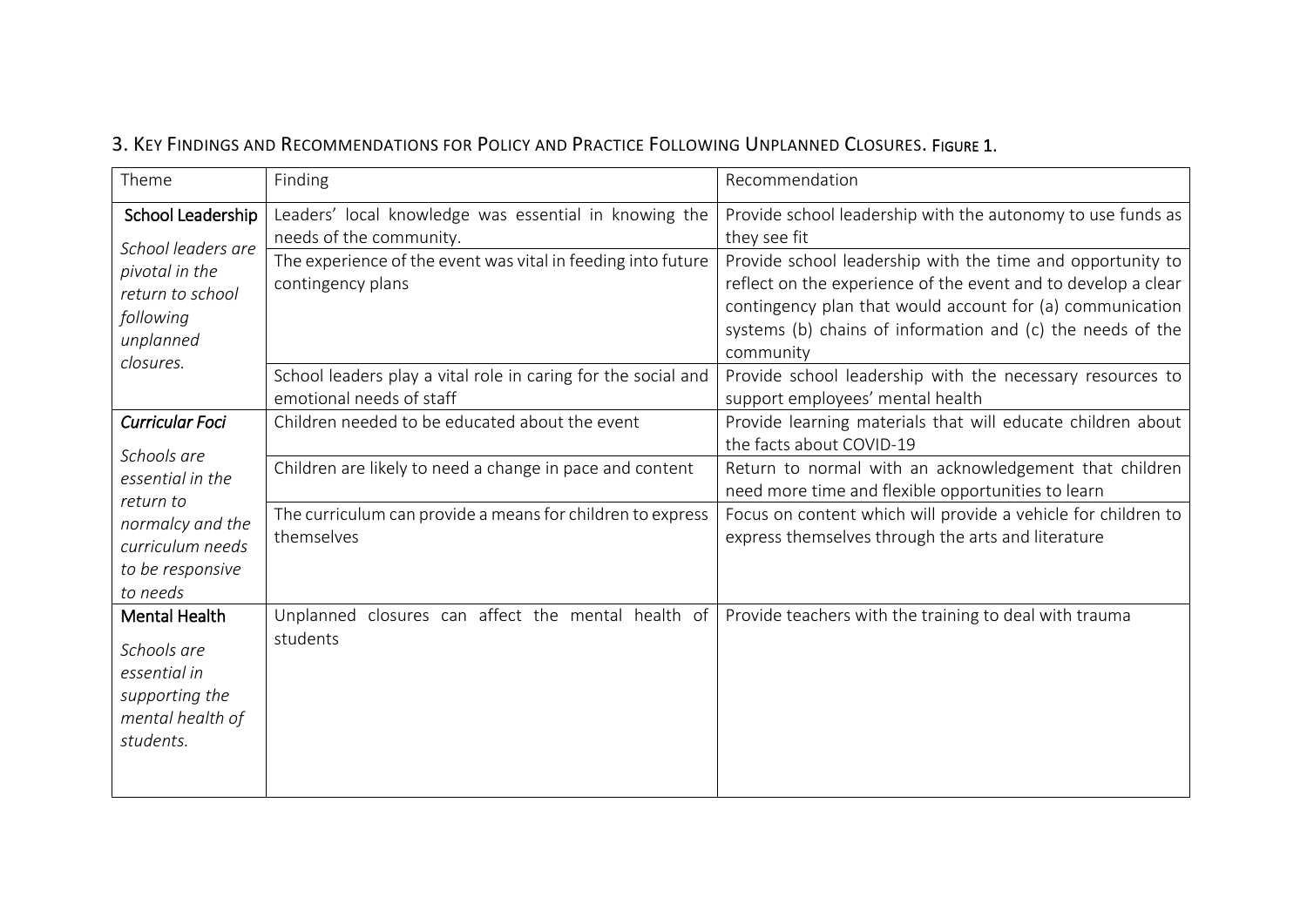## 3. Key Findings and Recommendations for Policy and Practice Following Unplanned Closures. Figure 1.

| Theme | Finding | Recommendation |
|---|---|---|
| **School Leadership** *School leaders are pivotal in the return to school following unplanned closures.* | Leaders' local knowledge was essential in knowing the needs of the community. | Provide school leadership with the autonomy to use funds as they see fit |
| | The experience of the event was vital in feeding into future contingency plans | Provide school leadership with the time and opportunity to reflect on the experience of the event and to develop a clear contingency plan that would account for (a) communication systems (b) chains of information and (c) the needs of the community |
| | School leaders play a vital role in caring for the social and emotional needs of staff | Provide school leadership with the necessary resources to support employees' mental health |
| ***Curricular Foci*** *Schools are essential in the return to normalcy and the curriculum needs to be responsive to needs* | Children needed to be educated about the event | Provide learning materials that will educate children about the facts about COVID-19 |
| | Children are likely to need a change in pace and content | Return to normal with an acknowledgement that children need more time and flexible opportunities to learn |
| | The curriculum can provide a means for children to express themselves | Focus on content which will provide a vehicle for children to express themselves through the arts and literature |
| **Mental Health** *Schools are essential in supporting the mental health of students.* | Unplanned closures can affect the mental health of students | Provide teachers with the training to deal with trauma |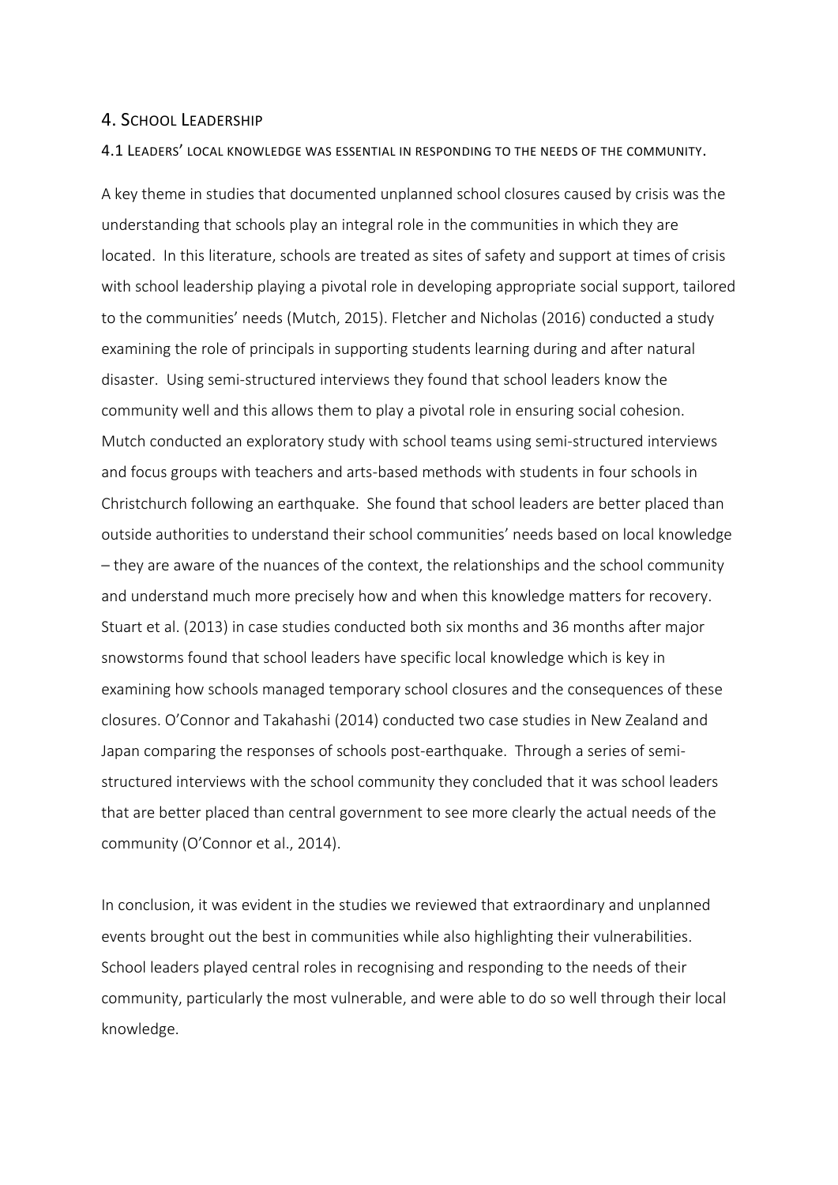## 4. School Leadership

### 4.1 Leaders' local knowledge was essential in responding to the needs of the community.

A key theme in studies that documented unplanned school closures caused by crisis was the understanding that schools play an integral role in the communities in which they are located. In this literature, schools are treated as sites of safety and support at times of crisis with school leadership playing a pivotal role in developing appropriate social support, tailored to the communities' needs (Mutch, 2015). Fletcher and Nicholas (2016) conducted a study examining the role of principals in supporting students learning during and after natural disaster. Using semi-structured interviews they found that school leaders know the community well and this allows them to play a pivotal role in ensuring social cohesion. Mutch conducted an exploratory study with school teams using semi-structured interviews and focus groups with teachers and arts-based methods with students in four schools in Christchurch following an earthquake. She found that school leaders are better placed than outside authorities to understand their school communities' needs based on local knowledge – they are aware of the nuances of the context, the relationships and the school community and understand much more precisely how and when this knowledge matters for recovery. Stuart et al. (2013) in case studies conducted both six months and 36 months after major snowstorms found that school leaders have specific local knowledge which is key in examining how schools managed temporary school closures and the consequences of these closures. O'Connor and Takahashi (2014) conducted two case studies in New Zealand and Japan comparing the responses of schools post-earthquake. Through a series of semi-structured interviews with the school community they concluded that it was school leaders that are better placed than central government to see more clearly the actual needs of the community (O'Connor et al., 2014).

In conclusion, it was evident in the studies we reviewed that extraordinary and unplanned events brought out the best in communities while also highlighting their vulnerabilities. School leaders played central roles in recognising and responding to the needs of their community, particularly the most vulnerable, and were able to do so well through their local knowledge.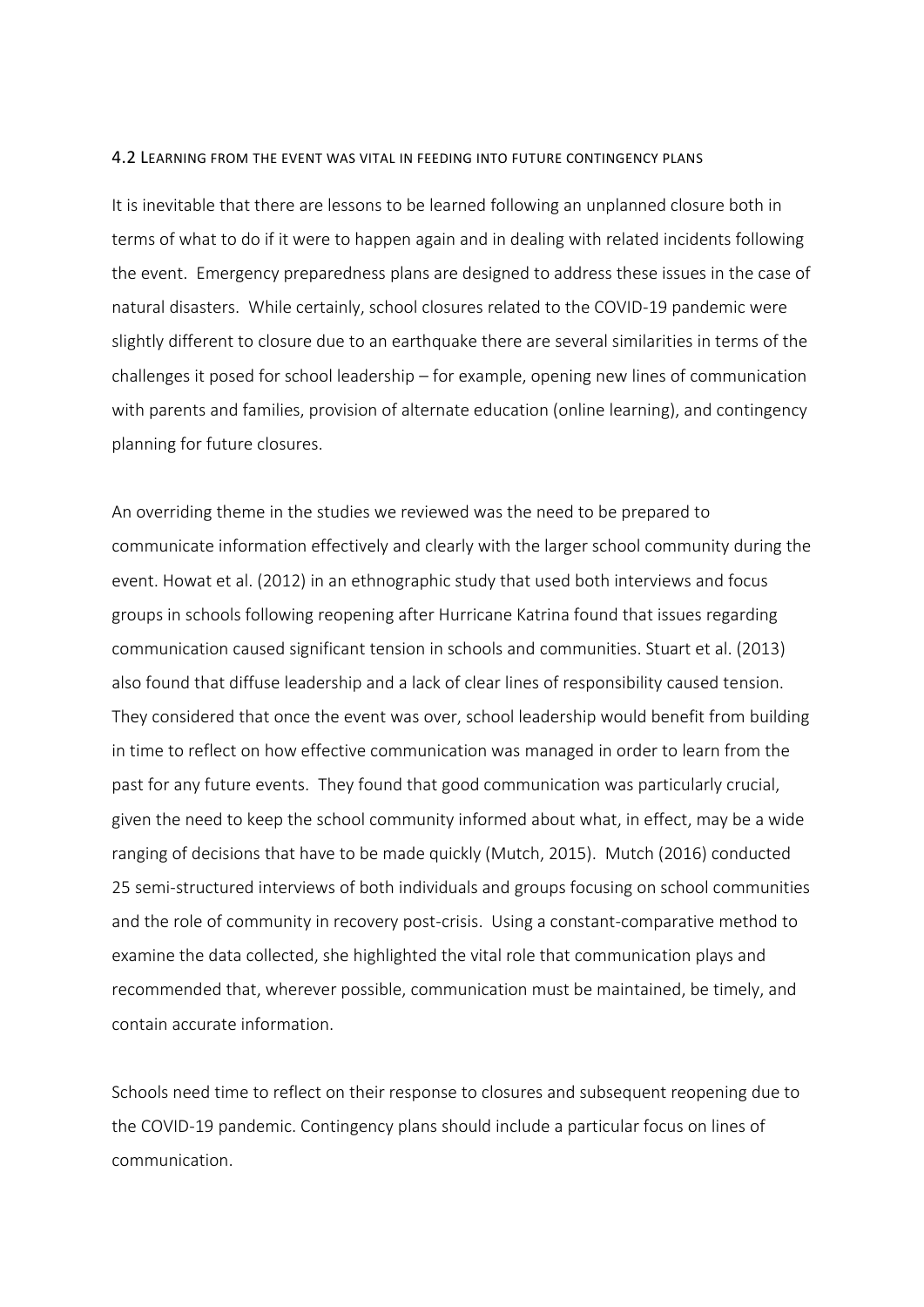### 4.2 Learning from the event was vital in feeding into future contingency plans

It is inevitable that there are lessons to be learned following an unplanned closure both in terms of what to do if it were to happen again and in dealing with related incidents following the event. Emergency preparedness plans are designed to address these issues in the case of natural disasters. While certainly, school closures related to the COVID-19 pandemic were slightly different to closure due to an earthquake there are several similarities in terms of the challenges it posed for school leadership – for example, opening new lines of communication with parents and families, provision of alternate education (online learning), and contingency planning for future closures.

An overriding theme in the studies we reviewed was the need to be prepared to communicate information effectively and clearly with the larger school community during the event. Howat et al. (2012) in an ethnographic study that used both interviews and focus groups in schools following reopening after Hurricane Katrina found that issues regarding communication caused significant tension in schools and communities. Stuart et al. (2013) also found that diffuse leadership and a lack of clear lines of responsibility caused tension. They considered that once the event was over, school leadership would benefit from building in time to reflect on how effective communication was managed in order to learn from the past for any future events. They found that good communication was particularly crucial, given the need to keep the school community informed about what, in effect, may be a wide ranging of decisions that have to be made quickly (Mutch, 2015). Mutch (2016) conducted 25 semi-structured interviews of both individuals and groups focusing on school communities and the role of community in recovery post-crisis. Using a constant-comparative method to examine the data collected, she highlighted the vital role that communication plays and recommended that, wherever possible, communication must be maintained, be timely, and contain accurate information.

Schools need time to reflect on their response to closures and subsequent reopening due to the COVID-19 pandemic. Contingency plans should include a particular focus on lines of communication.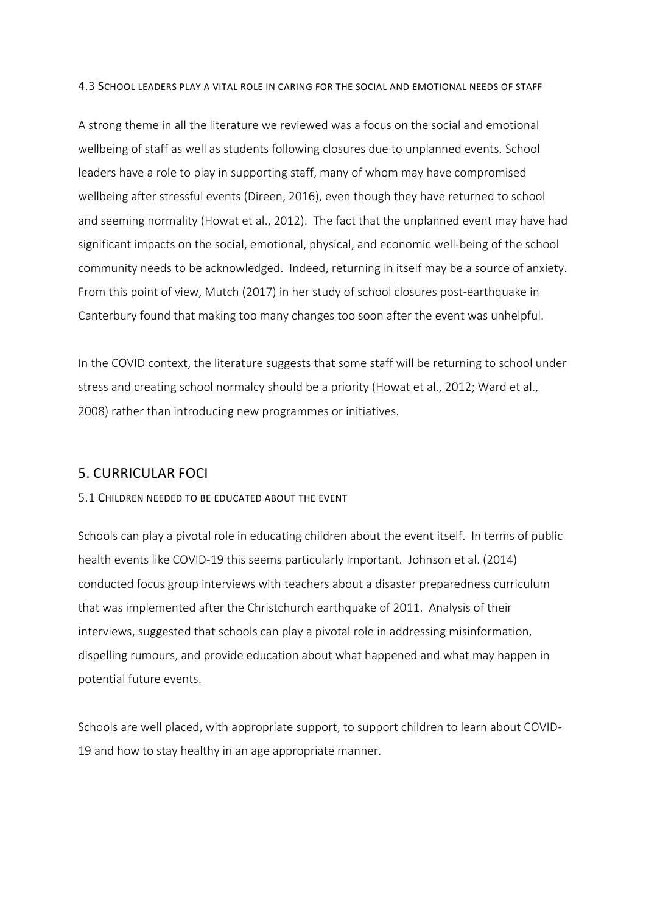### 4.3 School leaders play a vital role in caring for the social and emotional needs of staff

A strong theme in all the literature we reviewed was a focus on the social and emotional wellbeing of staff as well as students following closures due to unplanned events. School leaders have a role to play in supporting staff, many of whom may have compromised wellbeing after stressful events (Direen, 2016), even though they have returned to school and seeming normality (Howat et al., 2012). The fact that the unplanned event may have had significant impacts on the social, emotional, physical, and economic well-being of the school community needs to be acknowledged. Indeed, returning in itself may be a source of anxiety. From this point of view, Mutch (2017) in her study of school closures post-earthquake in Canterbury found that making too many changes too soon after the event was unhelpful.

In the COVID context, the literature suggests that some staff will be returning to school under stress and creating school normalcy should be a priority (Howat et al., 2012; Ward et al., 2008) rather than introducing new programmes or initiatives.

## 5. CURRICULAR FOCI

### 5.1 Children needed to be educated about the event

Schools can play a pivotal role in educating children about the event itself. In terms of public health events like COVID-19 this seems particularly important. Johnson et al. (2014) conducted focus group interviews with teachers about a disaster preparedness curriculum that was implemented after the Christchurch earthquake of 2011. Analysis of their interviews, suggested that schools can play a pivotal role in addressing misinformation, dispelling rumours, and provide education about what happened and what may happen in potential future events.

Schools are well placed, with appropriate support, to support children to learn about COVID-19 and how to stay healthy in an age appropriate manner.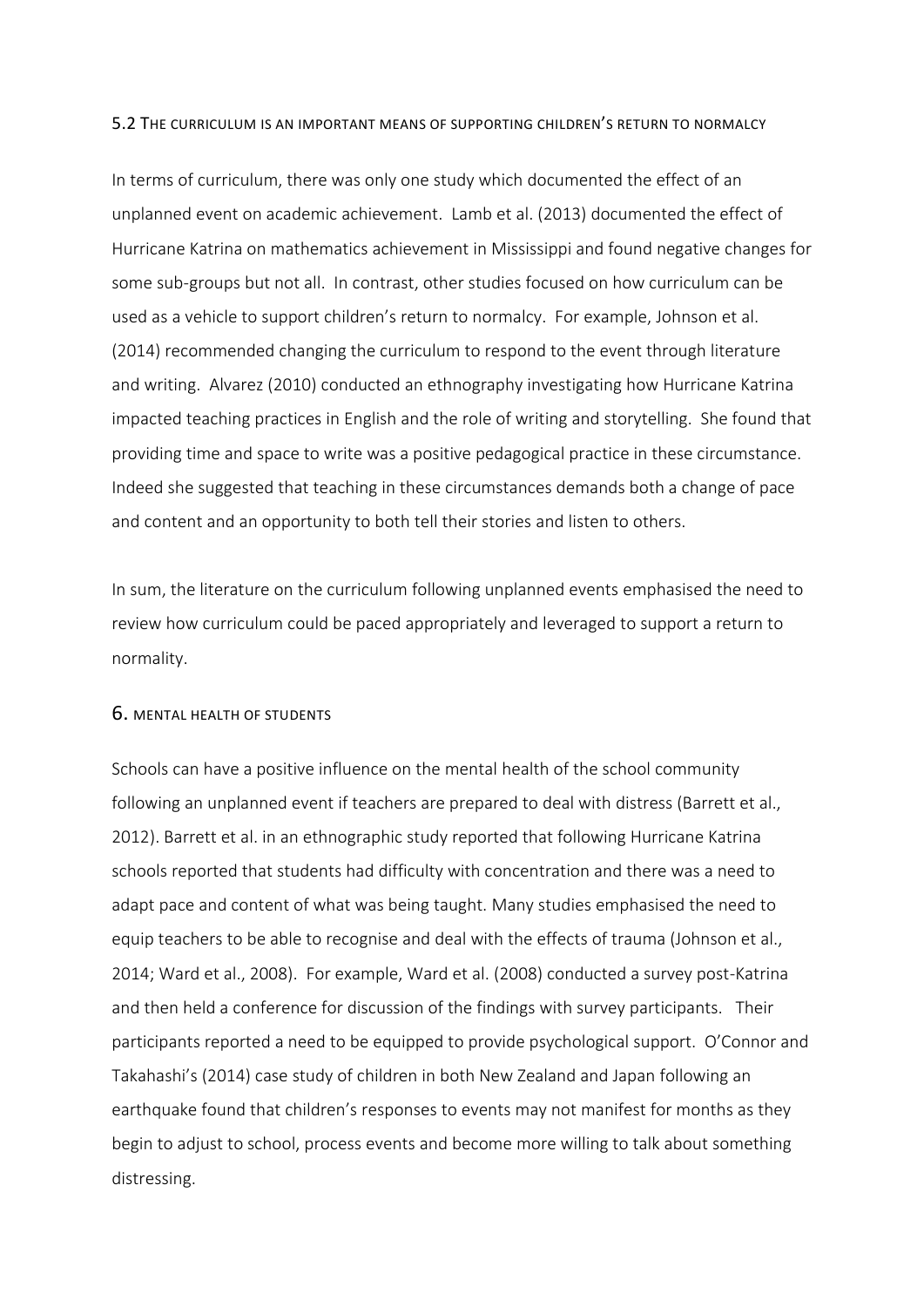## 5.2 The curriculum is an important means of supporting children's return to normalcy

In terms of curriculum, there was only one study which documented the effect of an unplanned event on academic achievement. Lamb et al. (2013) documented the effect of Hurricane Katrina on mathematics achievement in Mississippi and found negative changes for some sub-groups but not all. In contrast, other studies focused on how curriculum can be used as a vehicle to support children's return to normalcy. For example, Johnson et al. (2014) recommended changing the curriculum to respond to the event through literature and writing. Alvarez (2010) conducted an ethnography investigating how Hurricane Katrina impacted teaching practices in English and the role of writing and storytelling. She found that providing time and space to write was a positive pedagogical practice in these circumstance. Indeed she suggested that teaching in these circumstances demands both a change of pace and content and an opportunity to both tell their stories and listen to others.

In sum, the literature on the curriculum following unplanned events emphasised the need to review how curriculum could be paced appropriately and leveraged to support a return to normality.

# 6. Mental health of students

Schools can have a positive influence on the mental health of the school community following an unplanned event if teachers are prepared to deal with distress (Barrett et al., 2012). Barrett et al. in an ethnographic study reported that following Hurricane Katrina schools reported that students had difficulty with concentration and there was a need to adapt pace and content of what was being taught. Many studies emphasised the need to equip teachers to be able to recognise and deal with the effects of trauma (Johnson et al., 2014; Ward et al., 2008). For example, Ward et al. (2008) conducted a survey post-Katrina and then held a conference for discussion of the findings with survey participants. Their participants reported a need to be equipped to provide psychological support. O'Connor and Takahashi's (2014) case study of children in both New Zealand and Japan following an earthquake found that children's responses to events may not manifest for months as they begin to adjust to school, process events and become more willing to talk about something distressing.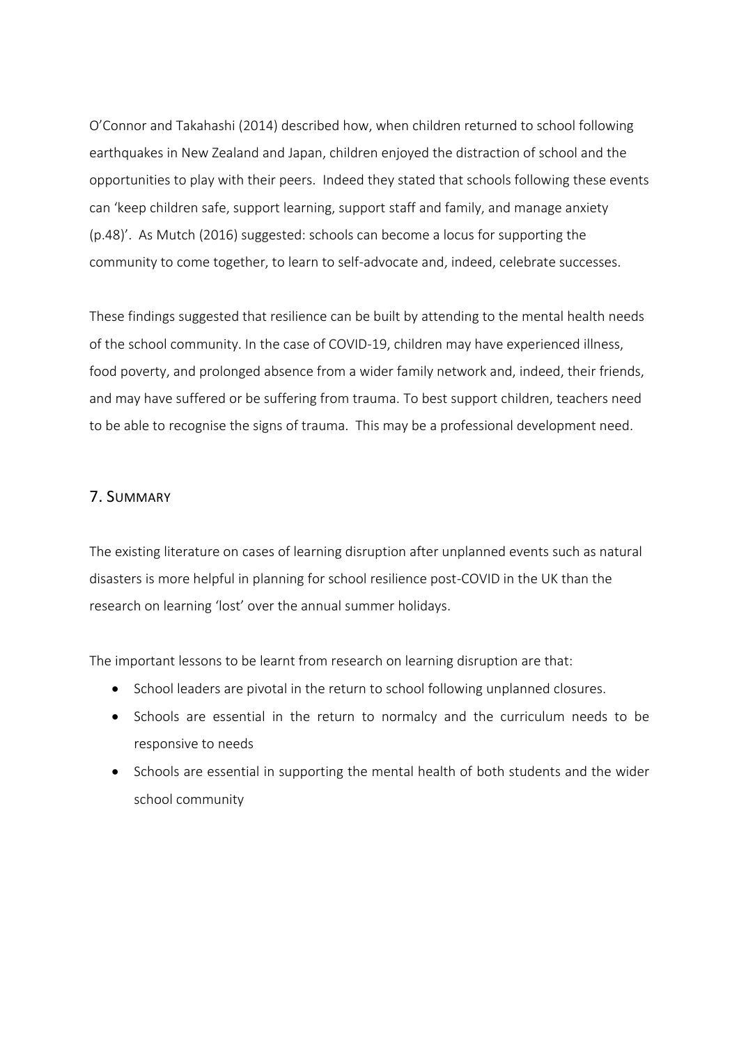O'Connor and Takahashi (2014) described how, when children returned to school following earthquakes in New Zealand and Japan, children enjoyed the distraction of school and the opportunities to play with their peers. Indeed they stated that schools following these events can 'keep children safe, support learning, support staff and family, and manage anxiety (p.48)'. As Mutch (2016) suggested: schools can become a locus for supporting the community to come together, to learn to self-advocate and, indeed, celebrate successes.

These findings suggested that resilience can be built by attending to the mental health needs of the school community. In the case of COVID-19, children may have experienced illness, food poverty, and prolonged absence from a wider family network and, indeed, their friends, and may have suffered or be suffering from trauma. To best support children, teachers need to be able to recognise the signs of trauma. This may be a professional development need.

## 7. Summary

The existing literature on cases of learning disruption after unplanned events such as natural disasters is more helpful in planning for school resilience post-COVID in the UK than the research on learning 'lost' over the annual summer holidays.

The important lessons to be learnt from research on learning disruption are that:

- School leaders are pivotal in the return to school following unplanned closures.
- Schools are essential in the return to normalcy and the curriculum needs to be responsive to needs
- Schools are essential in supporting the mental health of both students and the wider school community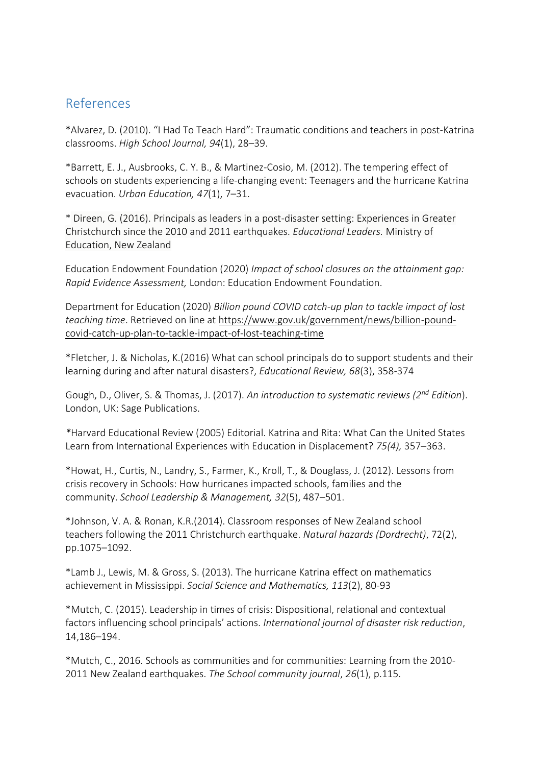## References

*Alvarez, D. (2010). "I Had To Teach Hard": Traumatic conditions and teachers in post-Katrina classrooms. *High School Journal, 94*(1), 28–39.

*Barrett, E. J., Ausbrooks, C. Y. B., & Martinez-Cosio, M. (2012). The tempering effect of schools on students experiencing a life-changing event: Teenagers and the hurricane Katrina evacuation. *Urban Education, 47*(1), 7–31.

* Direen, G. (2016). Principals as leaders in a post-disaster setting: Experiences in Greater Christchurch since the 2010 and 2011 earthquakes. *Educational Leaders.* Ministry of Education, New Zealand

Education Endowment Foundation (2020) *Impact of school closures on the attainment gap: Rapid Evidence Assessment,* London: Education Endowment Foundation.

Department for Education (2020) *Billion pound COVID catch-up plan to tackle impact of lost teaching time*. Retrieved on line at https://www.gov.uk/government/news/billion-pound-covid-catch-up-plan-to-tackle-impact-of-lost-teaching-time

*Fletcher, J. & Nicholas, K.(2016) What can school principals do to support students and their learning during and after natural disasters?, *Educational Review, 68*(3), 358-374

Gough, D., Oliver, S. & Thomas, J. (2017). *An introduction to systematic reviews (2nd Edition*). London, UK: Sage Publications.

*Harvard Educational Review (2005) Editorial. Katrina and Rita: What Can the United States Learn from International Experiences with Education in Displacement? *75(4),* 357–363.

*Howat, H., Curtis, N., Landry, S., Farmer, K., Kroll, T., & Douglass, J. (2012). Lessons from crisis recovery in Schools: How hurricanes impacted schools, families and the community. *School Leadership & Management, 32*(5), 487–501.

*Johnson, V. A. & Ronan, K.R.(2014). Classroom responses of New Zealand school teachers following the 2011 Christchurch earthquake. *Natural hazards (Dordrecht)*, 72(2), pp.1075–1092.

*Lamb J., Lewis, M. & Gross, S. (2013). The hurricane Katrina effect on mathematics achievement in Mississippi. *Social Science and Mathematics, 113*(2), 80-93

*Mutch, C. (2015). Leadership in times of crisis: Dispositional, relational and contextual factors influencing school principals' actions. *International journal of disaster risk reduction*, 14,186–194.

*Mutch, C., 2016. Schools as communities and for communities: Learning from the 2010-2011 New Zealand earthquakes. *The School community journal*, *26*(1), p.115.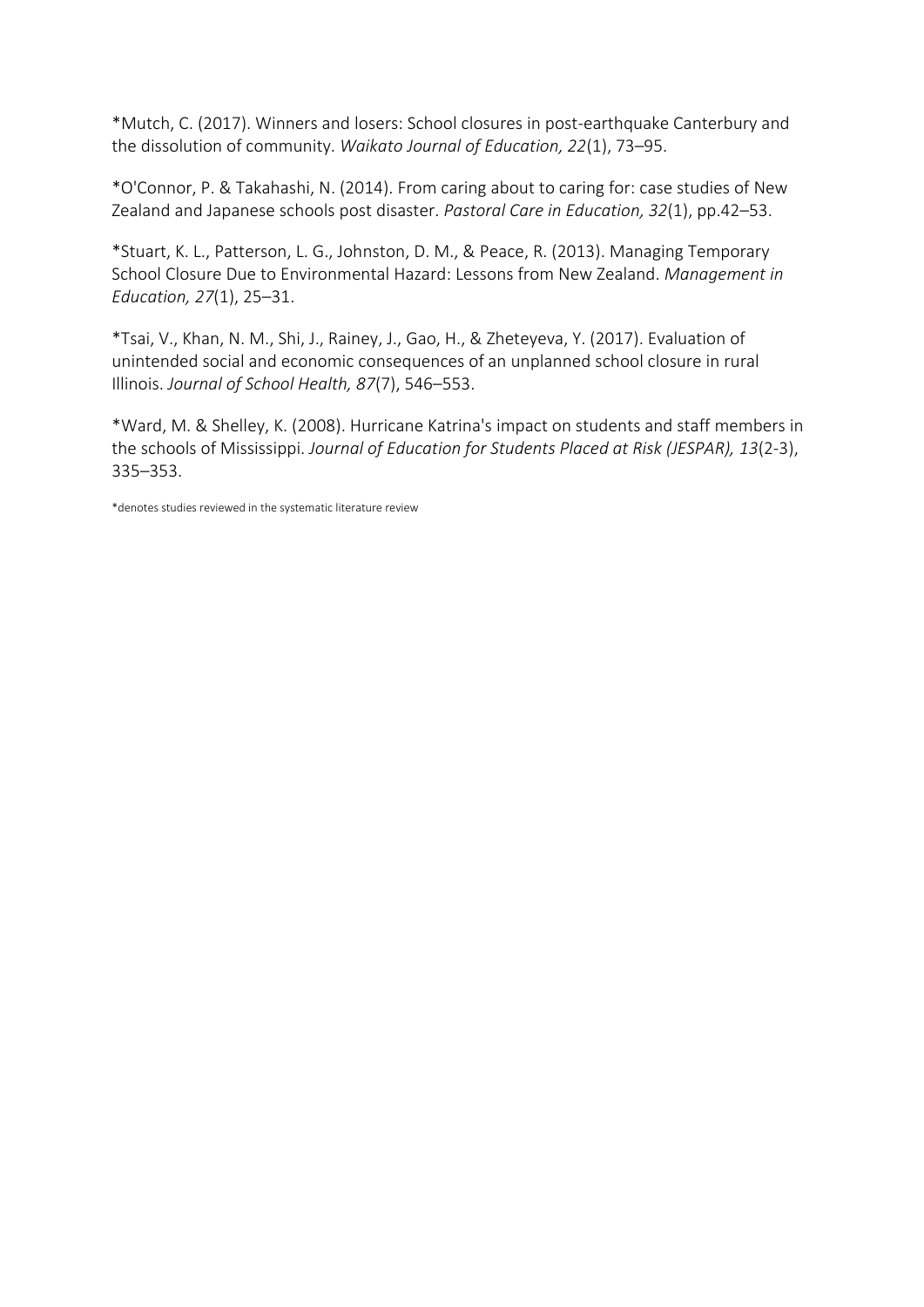*Mutch, C. (2017). Winners and losers: School closures in post-earthquake Canterbury and the dissolution of community. *Waikato Journal of Education, 22*(1), 73–95.

*O'Connor, P. & Takahashi, N. (2014). From caring about to caring for: case studies of New Zealand and Japanese schools post disaster. *Pastoral Care in Education, 32*(1), pp.42–53.

*Stuart, K. L., Patterson, L. G., Johnston, D. M., & Peace, R. (2013). Managing Temporary School Closure Due to Environmental Hazard: Lessons from New Zealand. *Management in Education, 27*(1), 25–31.

*Tsai, V., Khan, N. M., Shi, J., Rainey, J., Gao, H., & Zheteyeva, Y. (2017). Evaluation of unintended social and economic consequences of an unplanned school closure in rural Illinois. *Journal of School Health, 87*(7), 546–553.

*Ward, M. & Shelley, K. (2008). Hurricane Katrina's impact on students and staff members in the schools of Mississippi. *Journal of Education for Students Placed at Risk (JESPAR), 13*(2-3), 335–353.

*denotes studies reviewed in the systematic literature review